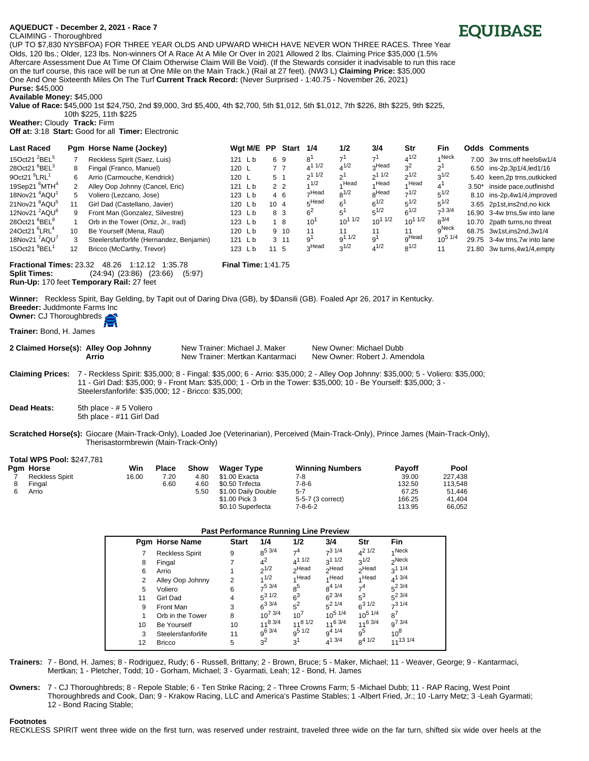**AQUEDUCT - December 2, 2021 - Race 7**

**EQUIBASE**

CLAIMING - Thoroughbred

(UP TO $7,830 NYSBFOA) FOR THREE YEAR OLDS AND UPWARD WHICH HAVE NEVER WON THREE RACES. Three Year Olds, 120 lbs.; Older, 123 lbs. Non-winners Of A Race At A Mile Or Over In 2021 Allowed 2 lbs. Claiming Price $35,000 (1.5% Aftercare Assessment Due At Time Of Claim Otherwise Claim Will Be Void). (If the Stewards consider it inadvisable to run this race on the turf course, this race will be run at One Mile on the Main Track.) (Rail at 27 feet). (NW3 L) **Claiming Price:** $35,000

One And One Sixteenth Miles On The Turf **Current Track Record:** (Never Surprised - 1:40.75 - November 26, 2021)

**Purse:** $45,000

**Available Money:** $45,000

**Value of Race:** $45,000 1st $24,750, 2nd $9,000, 3rd $5,400, 4th $2,700, 5th $1,012, 5th $1,012, 7th $226, 8th $225, 9th $225, 10th $225, 11th $225

**Weather:** Cloudy **Track:** Firm

**Off at:** 3:18 **Start:** Good for all **Timer:** Electronic

| Last Raced | Pgm | Horse Name (Jockey) | Wgt M/E | PP | Start | 1/4 | 1/2 | 3/4 | Str | Fin | Odds | Comments |
|---|---|---|---|---|---|---|---|---|---|---|---|---|
| 15Oct21 2BEL5 | 7 | Reckless Spirit (Saez, Luis) | 121 L b | 6 | 9 | 8 1 | 7 1 | 7 1 | 4 1/2 | 1 Neck | 7.00 | 3w trns,off heels6w1/4 |
| 28Oct21 6BEL3 | 8 | Fingal (Franco, Manuel) | 120 L | 7 | 7 | 4 1 1/2 | 4 1/2 | 3 Head | 3 2 | 2 1 | 6.50 | ins-2p,3p1/4,led1/16 |
| 9Oct21 9LRL1 | 6 | Arrio (Carmouche, Kendrick) | 120 L | 5 | 1 | 2 1 1/2 | 2 1 | 2 1 1/2 | 2 1/2 | 3 1/2 | 5.40 | keen,2p trns,outkicked |
| 19Sep21 6MTH4 | 2 | Alley Oop Johnny (Cancel, Eric) | 121 L b | 2 | 2 | 1 1/2 | 1 Head | 1 Head | 1 Head | 4 1 | 3.50* | inside pace,outfinishd |
| 18Nov21 8AQU1 | 5 | Voliero (Lezcano, Jose) | 123 L b | 4 | 6 | 7 Head | 8 1/2 | 8 Head | 7 1/2 | 5 1/2 | 8.10 | ins-2p,4w1/4,improved |
| 21Nov21 8AQU5 | 11 | Girl Dad (Castellano, Javier) | 120 L b | 10 | 4 | 5 Head | 6 1 | 6 1/2 | 5 1/2 | 5 1/2 | 3.65 | 2p1st,ins2nd,no kick |
| 12Nov21 2AQU6 | 9 | Front Man (Gonzalez, Silvestre) | 123 L b | 8 | 3 | 6 2 | 5 1 | 5 1/2 | 6 1/2 | 7 3 3/4 | 16.90 | 3-4w trns,5w into lane |
| 28Oct21 6BEL8 | 1 | Orb in the Tower (Ortiz, Jr., Irad) | 123 L b | 1 | 8 | 10 1 | 10 1 1/2 | 10 1 1/2 | 10 1 1/2 | 8 3/4 | 10.70 | 2path turns,no threat |
| 24Oct21 6LRL4 | 10 | Be Yourself (Mena, Raul) | 120 L b | 9 | 10 | 11 | 11 | 11 | 11 | 9 Neck | 68.75 | 3w1st,ins2nd,3w1/4 |
| 18Nov21 7AQU7 | 3 | Steelersfanforlife (Hernandez, Benjamin) | 121 L b | 3 | 11 | 9 1 | 9 1 1/2 | 9 1 | 9 Head | 10 5 1/4 | 29.75 | 3-4w trns,7w into lane |
| 15Oct21 9BEL1 | 12 | Bricco (McCarthy, Trevor) | 123 L b | 11 | 5 | 3 Head | 3 1/2 | 4 1/2 | 8 1/2 | 11 | 21.80 | 3w turns,4w1/4,empty |

**Fractional Times:** 23.32 48.26 1:12.12 1:35.78 **Final Time:** 1:41.75

**Split Times:** (24:94) (23:86) (23:66) (5:97)

**Run-Up:** 170 feet **Temporary Rail:** 27 feet

**Winner:** Reckless Spirit, Bay Gelding, by Tapit out of Daring Diva (GB), by $Dansili (GB). Foaled Apr 26, 2017 in Kentucky.

**Breeder:** Juddmonte Farms Inc

**Owner:** CJ Thoroughbreds

**Trainer:** Bond, H. James

| 2 Claimed Horse(s): | New Trainer | New Owner |
|---|---|---|
| Alley Oop Johnny | New Trainer: Michael J. Maker | New Owner: Michael Dubb |
| Arrio | New Trainer: Mertkan Kantarmaci | New Owner: Robert J. Amendola |

**Claiming Prices:** 7 - Reckless Spirit: $35,000; 8 - Fingal: $35,000; 6 - Arrio: $35,000; 2 - Alley Oop Johnny: $35,000; 5 - Voliero: $35,000; 11 - Girl Dad: $35,000; 9 - Front Man: $35,000; 1 - Orb in the Tower: $35,000; 10 - Be Yourself: $35,000; 3 - Steelersfanforlife: $35,000; 12 - Bricco: $35,000;

**Dead Heats:** 5th place - # 5 Voliero
5th place - #11 Girl Dad

**Scratched Horse(s):** Giocare (Main-Track-Only), Loaded Joe (Veterinarian), Perceived (Main-Track-Only), Prince James (Main-Track-Only), Therisastormbrewin (Main-Track-Only)

**Total WPS Pool:** $247,781

| Pgm | Horse | Win | Place | Show | Wager Type | Winning Numbers | Payoff | Pool |
|---|---|---|---|---|---|---|---|---|
| 7 | Reckless Spirit | 16.00 | 7.20 | 4.80 | $1.00 Exacta | 7-8 | 39.00 | 227,438 |
| 8 | Fingal | | 6.60 | 4.60 | $0.50 Trifecta | 7-8-6 | 132.50 | 113,548 |
| 6 | Arrio | | | 5.50 | $1.00 Daily Double | 5-7 | 67.25 | 51,446 |
| | | | | | $1.00 Pick 3 | 5-5-7 (3 correct) | 166.25 | 41,404 |
| | | | | | $0.10 Superfecta | 7-8-6-2 | 113.95 | 66,052 |

**Past Performance Running Line Preview**

| Pgm | Horse Name | Start | 1/4 | 1/2 | 3/4 | Str | Fin |
|---|---|---|---|---|---|---|---|
| 7 | Reckless Spirit | 9 | 8 5 3/4 | 7 4 | 7 3 1/4 | 4 2 1/2 | 1 Neck |
| 8 | Fingal | 7 | 4 2 | 4 1 1/2 | 3 1 1/2 | 3 1/2 | 2 Neck |
| 6 | Arrio | 1 | 2 1/2 | 2 Head | 2 Head | 2 Head | 3 1 1/4 |
| 2 | Alley Oop Johnny | 2 | 1 1/2 | 1 Head | 1 Head | 1 Head | 4 1 3/4 |
| 5 | Voliero | 6 | 7 5 3/4 | 8 5 | 8 4 1/4 | 7 4 | 5 2 3/4 |
| 11 | Girl Dad | 4 | 5 3 1/2 | 6 3 | 6 2 3/4 | 5 3 | 5 2 3/4 |
| 9 | Front Man | 3 | 6 3 3/4 | 5 2 | 5 2 1/4 | 6 3 1/2 | 7 3 1/4 |
| 1 | Orb in the Tower | 8 | 10 7 3/4 | 10 7 | 10 5 1/4 | 10 5 1/4 | 8 7 |
| 10 | Be Yourself | 10 | 11 8 3/4 | 11 8 1/2 | 11 6 3/4 | 11 6 3/4 | 9 7 3/4 |
| 3 | Steelersfanforlife | 11 | 9 6 3/4 | 9 5 1/2 | 9 4 1/4 | 9 5 | 10 8 |
| 12 | Bricco | 5 | 3 2 | 3 1 | 4 1 3/4 | 8 4 1/2 | 11 13 1/4 |

**Trainers:** 7 - Bond, H. James; 8 - Rodriguez, Rudy; 6 - Russell, Brittany; 2 - Brown, Bruce; 5 - Maker, Michael; 11 - Weaver, George; 9 - Kantarmaci, Mertkan; 1 - Pletcher, Todd; 10 - Gorham, Michael; 3 - Gyarmati, Leah; 12 - Bond, H. James

**Owners:** 7 - CJ Thoroughbreds; 8 - Repole Stable; 6 - Ten Strike Racing; 2 - Three Crowns Farm; 5 -Michael Dubb; 11 - RAP Racing, West Point Thoroughbreds and Cook, Dan; 9 - Krakow Racing, LLC and America's Pastime Stables; 1 -Albert Fried, Jr.; 10 -Larry Metz; 3 -Leah Gyarmati; 12 - Bond Racing Stable;

**Footnotes**

RECKLESS SPIRIT went three wide on the first turn, was reserved under restraint, traveled three wide on the far turn, shifted six wide over heels at the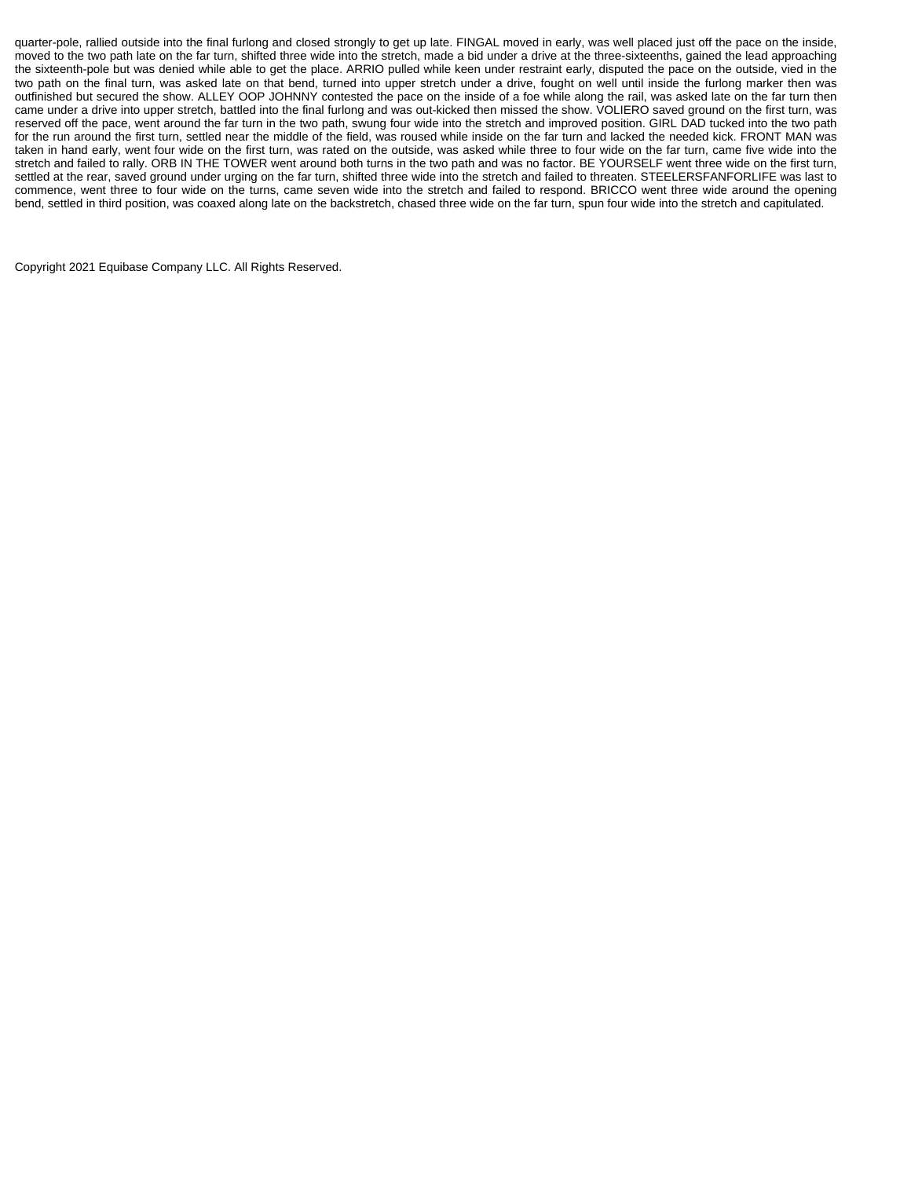quarter-pole, rallied outside into the final furlong and closed strongly to get up late. FINGAL moved in early, was well placed just off the pace on the inside, moved to the two path late on the far turn, shifted three wide into the stretch, made a bid under a drive at the three-sixteenths, gained the lead approaching the sixteenth-pole but was denied while able to get the place. ARRIO pulled while keen under restraint early, disputed the pace on the outside, vied in the two path on the final turn, was asked late on that bend, turned into upper stretch under a drive, fought on well until inside the furlong marker then was outfinished but secured the show. ALLEY OOP JOHNNY contested the pace on the inside of a foe while along the rail, was asked late on the far turn then came under a drive into upper stretch, battled into the final furlong and was out-kicked then missed the show. VOLIERO saved ground on the first turn, was reserved off the pace, went around the far turn in the two path, swung four wide into the stretch and improved position. GIRL DAD tucked into the two path for the run around the first turn, settled near the middle of the field, was roused while inside on the far turn and lacked the needed kick. FRONT MAN was taken in hand early, went four wide on the first turn, was rated on the outside, was asked while three to four wide on the far turn, came five wide into the stretch and failed to rally. ORB IN THE TOWER went around both turns in the two path and was no factor. BE YOURSELF went three wide on the first turn, settled at the rear, saved ground under urging on the far turn, shifted three wide into the stretch and failed to threaten. STEELERSFANFORLIFE was last to commence, went three to four wide on the turns, came seven wide into the stretch and failed to respond. BRICCO went three wide around the opening bend, settled in third position, was coaxed along late on the backstretch, chased three wide on the far turn, spun four wide into the stretch and capitulated.

Copyright 2021 Equibase Company LLC. All Rights Reserved.